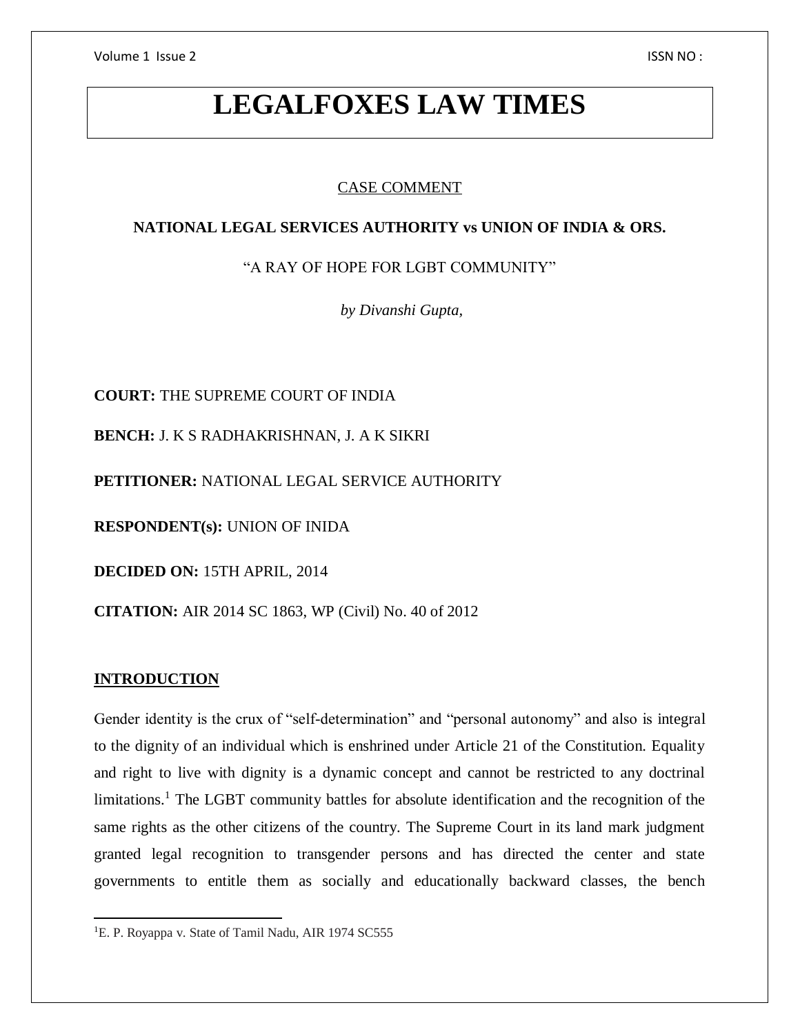# LEGALFOXES LAW TIMES

CASE COMMENT

**NATIONAL LEGAL SERVICES AUTHORITY vs UNION OF INDIA & ORS.**

"A RAY OF HOPE FOR LGBT COMMUNITY"

*by Divanshi Gupta,*

**COURT:** THE SUPREME COURT OF INDIA

**BENCH:** J. K S RADHAKRISHNAN, J. A K SIKRI

**PETITIONER:** NATIONAL LEGAL SERVICE AUTHORITY

**RESPONDENT(s):** UNION OF INIDA

**DECIDED ON:** 15TH APRIL, 2014

**CITATION:** AIR 2014 SC 1863, WP (Civil) No. 40 of 2012

## INTRODUCTION

Gender identity is the crux of "self-determination" and "personal autonomy" and also is integral to the dignity of an individual which is enshrined under Article 21 of the Constitution. Equality and right to live with dignity is a dynamic concept and cannot be restricted to any doctrinal limitations.[1] The LGBT community battles for absolute identification and the recognition of the same rights as the other citizens of the country. The Supreme Court in its land mark judgment granted legal recognition to transgender persons and has directed the center and state governments to entitle them as socially and educationally backward classes, the bench

---

[1] E. P. Royappa v. State of Tamil Nadu, AIR 1974 SC555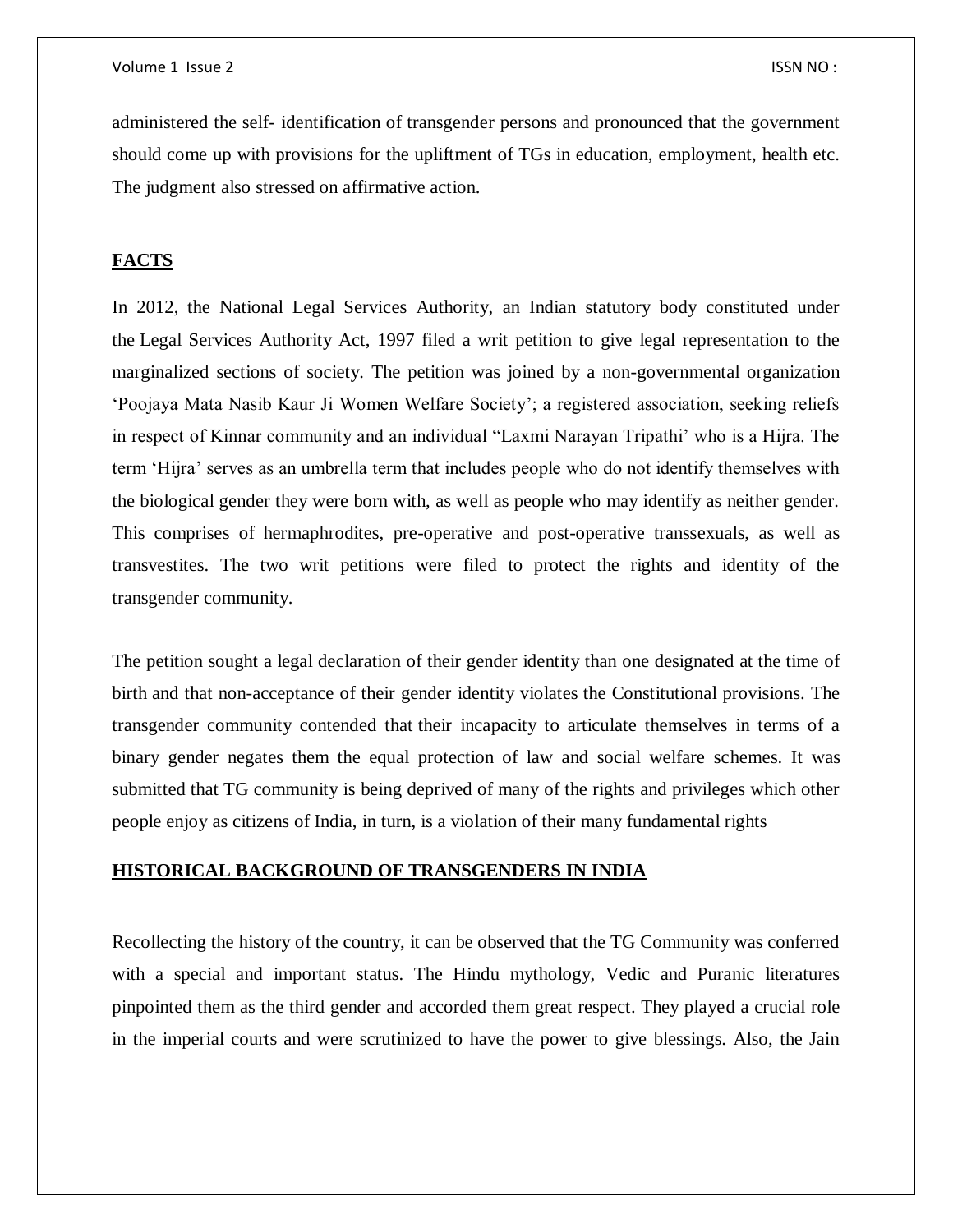administered the self- identification of transgender persons and pronounced that the government should come up with provisions for the upliftment of TGs in education, employment, health etc. The judgment also stressed on affirmative action.

## FACTS

In 2012, the National Legal Services Authority, an Indian statutory body constituted under the Legal Services Authority Act, 1997 filed a writ petition to give legal representation to the marginalized sections of society. The petition was joined by a non-governmental organization 'Poojaya Mata Nasib Kaur Ji Women Welfare Society'; a registered association, seeking reliefs in respect of Kinnar community and an individual "Laxmi Narayan Tripathi' who is a Hijra. The term 'Hijra' serves as an umbrella term that includes people who do not identify themselves with the biological gender they were born with, as well as people who may identify as neither gender. This comprises of hermaphrodites, pre-operative and post-operative transsexuals, as well as transvestites. The two writ petitions were filed to protect the rights and identity of the transgender community.

The petition sought a legal declaration of their gender identity than one designated at the time of birth and that non-acceptance of their gender identity violates the Constitutional provisions. The transgender community contended that their incapacity to articulate themselves in terms of a binary gender negates them the equal protection of law and social welfare schemes. It was submitted that TG community is being deprived of many of the rights and privileges which other people enjoy as citizens of India, in turn, is a violation of their many fundamental rights

## HISTORICAL BACKGROUND OF TRANSGENDERS IN INDIA

Recollecting the history of the country, it can be observed that the TG Community was conferred with a special and important status. The Hindu mythology, Vedic and Puranic literatures pinpointed them as the third gender and accorded them great respect. They played a crucial role in the imperial courts and were scrutinized to have the power to give blessings. Also, the Jain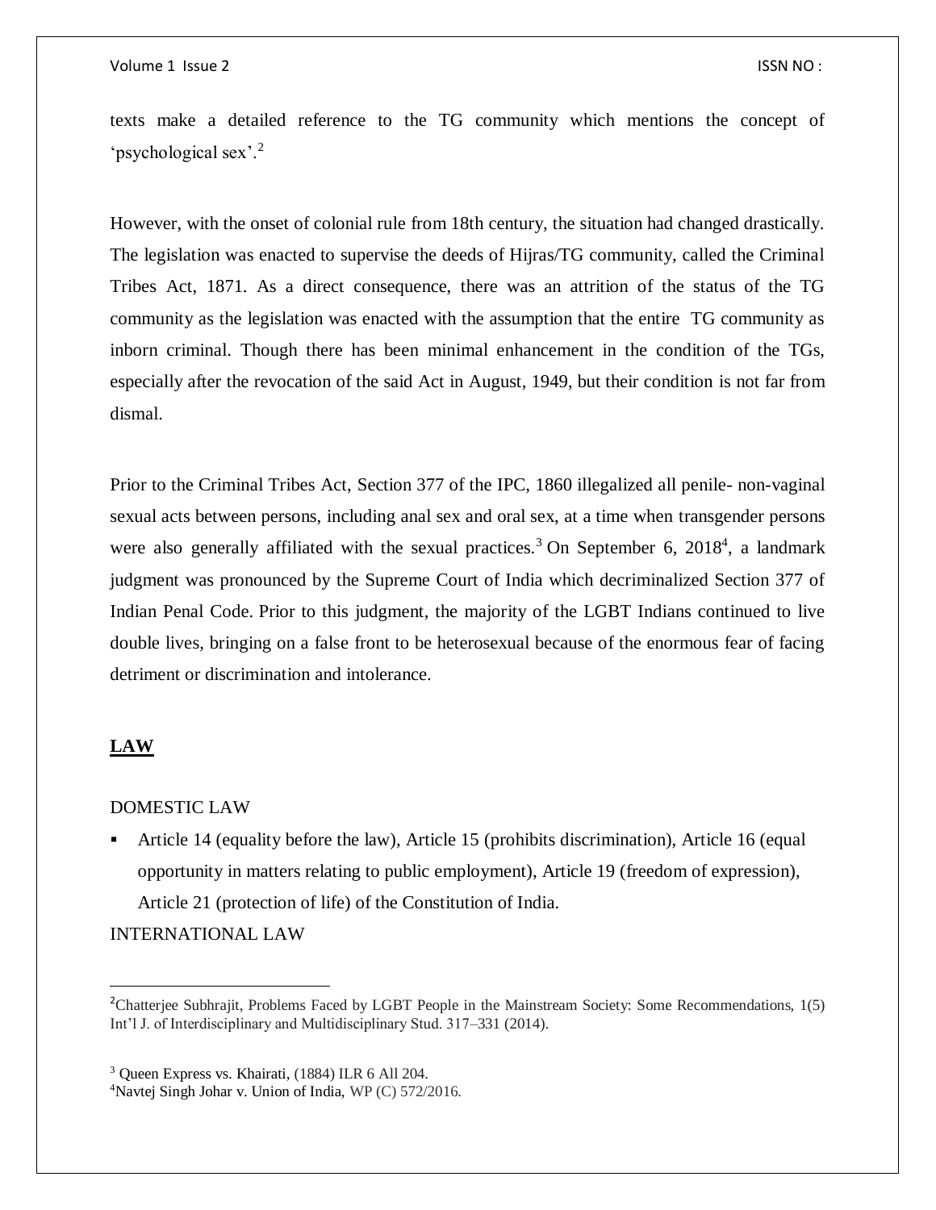texts make a detailed reference to the TG community which mentions the concept of 'psychological sex'.[2]

However, with the onset of colonial rule from 18th century, the situation had changed drastically. The legislation was enacted to supervise the deeds of Hijras/TG community, called the Criminal Tribes Act, 1871. As a direct consequence, there was an attrition of the status of the TG community as the legislation was enacted with the assumption that the entire TG community as inborn criminal. Though there has been minimal enhancement in the condition of the TGs, especially after the revocation of the said Act in August, 1949, but their condition is not far from dismal.

Prior to the Criminal Tribes Act, Section 377 of the IPC, 1860 illegalized all penile- non-vaginal sexual acts between persons, including anal sex and oral sex, at a time when transgender persons were also generally affiliated with the sexual practices.[3] On September 6, 2018[4], a landmark judgment was pronounced by the Supreme Court of India which decriminalized Section 377 of Indian Penal Code. Prior to this judgment, the majority of the LGBT Indians continued to live double lives, bringing on a false front to be heterosexual because of the enormous fear of facing detriment or discrimination and intolerance.

## **LAW**

DOMESTIC LAW

- Article 14 (equality before the law), Article 15 (prohibits discrimination), Article 16 (equal opportunity in matters relating to public employment), Article 19 (freedom of expression), Article 21 (protection of life) of the Constitution of India.

INTERNATIONAL LAW

---

[2] Chatterjee Subhrajit, Problems Faced by LGBT People in the Mainstream Society: Some Recommendations, 1(5) Int'l J. of Interdisciplinary and Multidisciplinary Stud. 317–331 (2014).

[3] Queen Express vs. Khairati, (1884) ILR 6 All 204.

[4] Navtej Singh Johar v. Union of India, WP (C) 572/2016.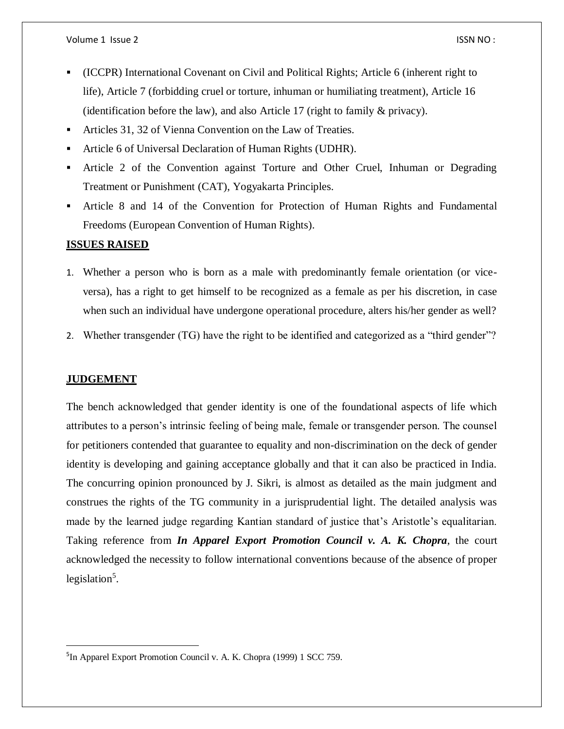- (ICCPR) International Covenant on Civil and Political Rights; Article 6 (inherent right to life), Article 7 (forbidding cruel or torture, inhuman or humiliating treatment), Article 16 (identification before the law), and also Article 17 (right to family & privacy).
- Articles 31, 32 of Vienna Convention on the Law of Treaties.
- Article 6 of Universal Declaration of Human Rights (UDHR).
- Article 2 of the Convention against Torture and Other Cruel, Inhuman or Degrading Treatment or Punishment (CAT), Yogyakarta Principles.
- Article 8 and 14 of the Convention for Protection of Human Rights and Fundamental Freedoms (European Convention of Human Rights).

## ISSUES RAISED

1. Whether a person who is born as a male with predominantly female orientation (or vice-versa), has a right to get himself to be recognized as a female as per his discretion, in case when such an individual have undergone operational procedure, alters his/her gender as well?
2. Whether transgender (TG) have the right to be identified and categorized as a "third gender"?

## JUDGEMENT

The bench acknowledged that gender identity is one of the foundational aspects of life which attributes to a person's intrinsic feeling of being male, female or transgender person. The counsel for petitioners contended that guarantee to equality and non-discrimination on the deck of gender identity is developing and gaining acceptance globally and that it can also be practiced in India. The concurring opinion pronounced by J. Sikri, is almost as detailed as the main judgment and construes the rights of the TG community in a jurisprudential light. The detailed analysis was made by the learned judge regarding Kantian standard of justice that's Aristotle's equalitarian. Taking reference from ***In Apparel Export Promotion Council v. A. K. Chopra***, the court acknowledged the necessity to follow international conventions because of the absence of proper legislation[5].

---

[5]In Apparel Export Promotion Council v. A. K. Chopra (1999) 1 SCC 759.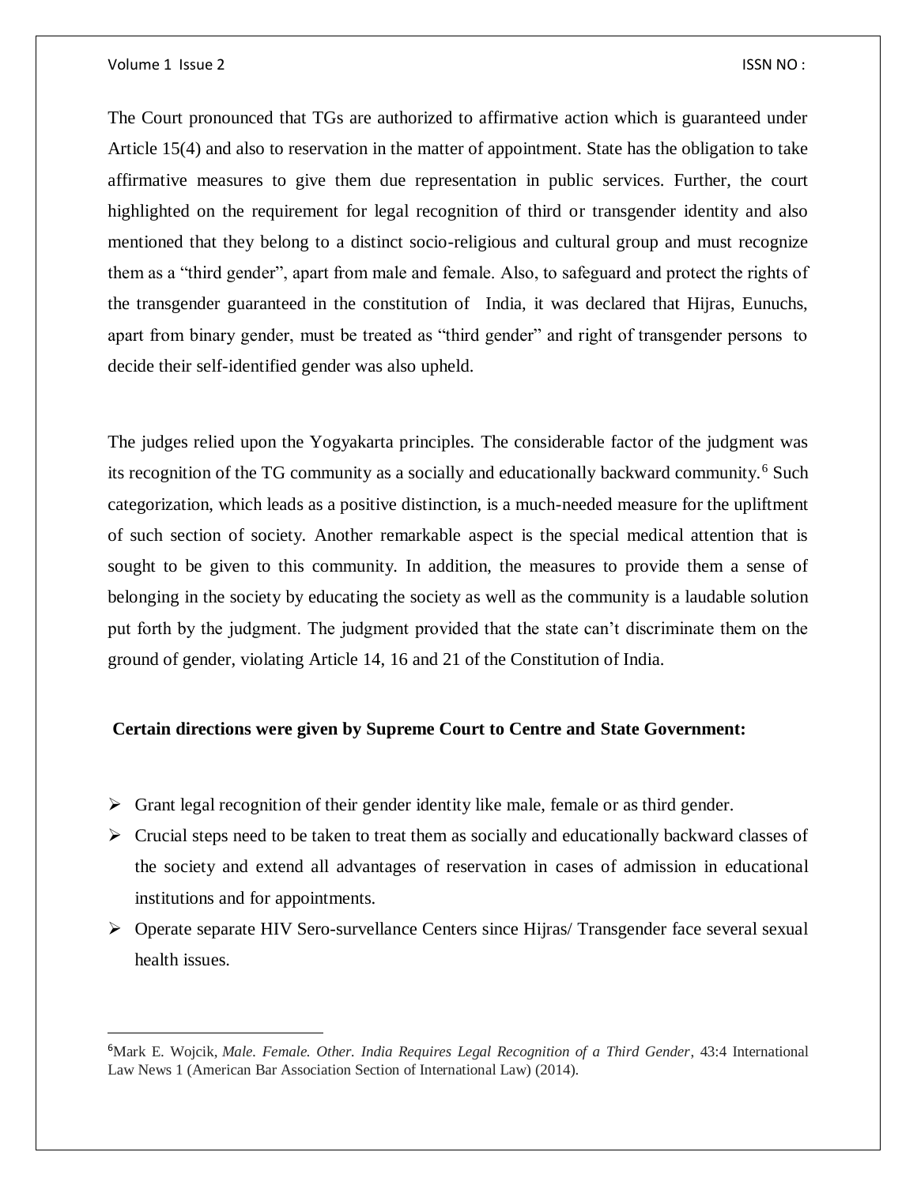The Court pronounced that TGs are authorized to affirmative action which is guaranteed under Article 15(4) and also to reservation in the matter of appointment. State has the obligation to take affirmative measures to give them due representation in public services. Further, the court highlighted on the requirement for legal recognition of third or transgender identity and also mentioned that they belong to a distinct socio-religious and cultural group and must recognize them as a "third gender", apart from male and female. Also, to safeguard and protect the rights of the transgender guaranteed in the constitution of India, it was declared that Hijras, Eunuchs, apart from binary gender, must be treated as "third gender" and right of transgender persons to decide their self-identified gender was also upheld.

The judges relied upon the Yogyakarta principles. The considerable factor of the judgment was its recognition of the TG community as a socially and educationally backward community.[6] Such categorization, which leads as a positive distinction, is a much-needed measure for the upliftment of such section of society. Another remarkable aspect is the special medical attention that is sought to be given to this community. In addition, the measures to provide them a sense of belonging in the society by educating the society as well as the community is a laudable solution put forth by the judgment. The judgment provided that the state can't discriminate them on the ground of gender, violating Article 14, 16 and 21 of the Constitution of India.

**Certain directions were given by Supreme Court to Centre and State Government:**

- Grant legal recognition of their gender identity like male, female or as third gender.
- Crucial steps need to be taken to treat them as socially and educationally backward classes of the society and extend all advantages of reservation in cases of admission in educational institutions and for appointments.
- Operate separate HIV Sero-survellance Centers since Hijras/ Transgender face several sexual health issues.

---

[6] Mark E. Wojcik, *Male. Female. Other. India Requires Legal Recognition of a Third Gender*, 43:4 International Law News 1 (American Bar Association Section of International Law) (2014).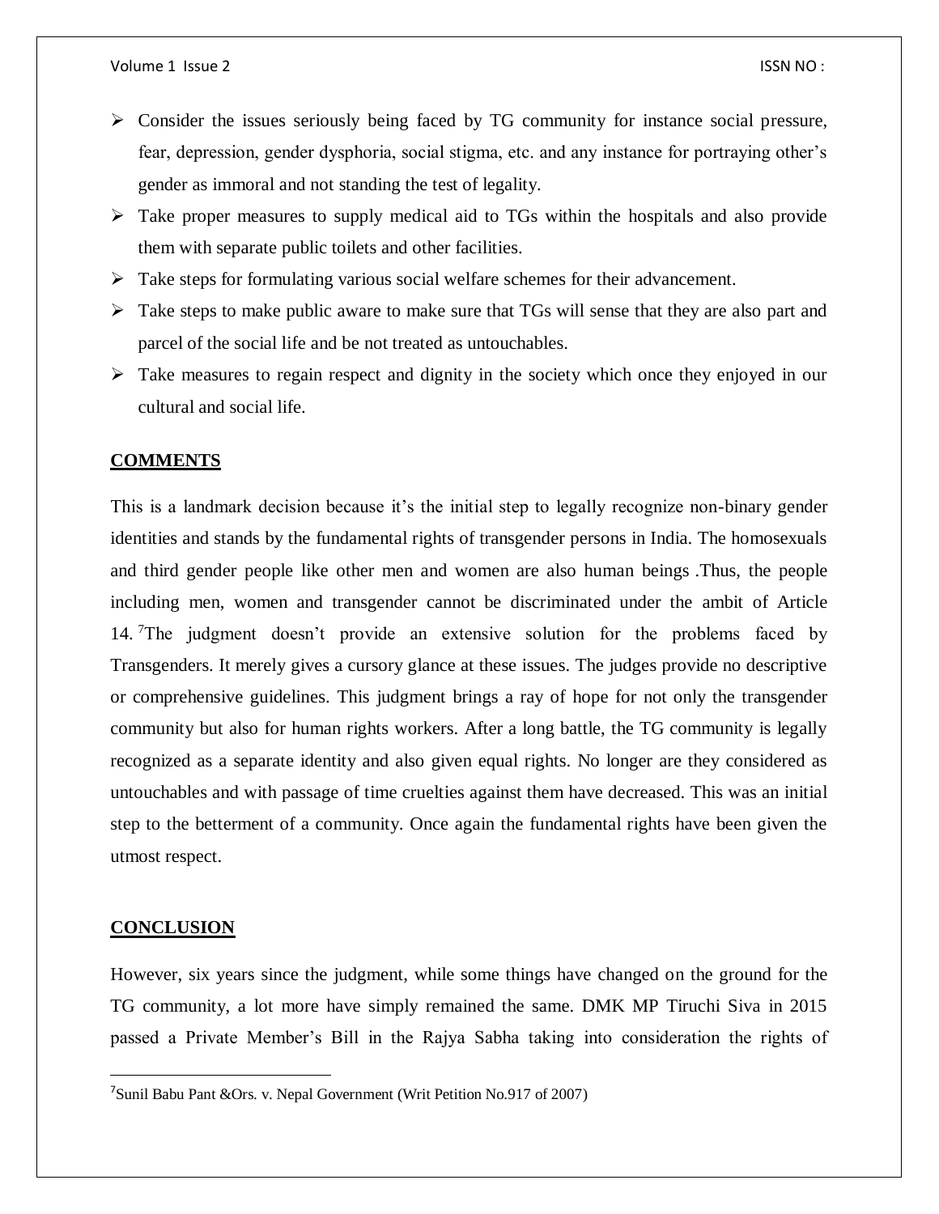- Consider the issues seriously being faced by TG community for instance social pressure, fear, depression, gender dysphoria, social stigma, etc. and any instance for portraying other's gender as immoral and not standing the test of legality.
- Take proper measures to supply medical aid to TGs within the hospitals and also provide them with separate public toilets and other facilities.
- Take steps for formulating various social welfare schemes for their advancement.
- Take steps to make public aware to make sure that TGs will sense that they are also part and parcel of the social life and be not treated as untouchables.
- Take measures to regain respect and dignity in the society which once they enjoyed in our cultural and social life.

## COMMENTS

This is a landmark decision because it's the initial step to legally recognize non-binary gender identities and stands by the fundamental rights of transgender persons in India. The homosexuals and third gender people like other men and women are also human beings .Thus, the people including men, women and transgender cannot be discriminated under the ambit of Article 14. [7]The judgment doesn't provide an extensive solution for the problems faced by Transgenders. It merely gives a cursory glance at these issues. The judges provide no descriptive or comprehensive guidelines. This judgment brings a ray of hope for not only the transgender community but also for human rights workers. After a long battle, the TG community is legally recognized as a separate identity and also given equal rights. No longer are they considered as untouchables and with passage of time cruelties against them have decreased. This was an initial step to the betterment of a community. Once again the fundamental rights have been given the utmost respect.

## CONCLUSION

However, six years since the judgment, while some things have changed on the ground for the TG community, a lot more have simply remained the same. DMK MP Tiruchi Siva in 2015 passed a Private Member's Bill in the Rajya Sabha taking into consideration the rights of

---

[7]Sunil Babu Pant &Ors. v. Nepal Government (Writ Petition No.917 of 2007)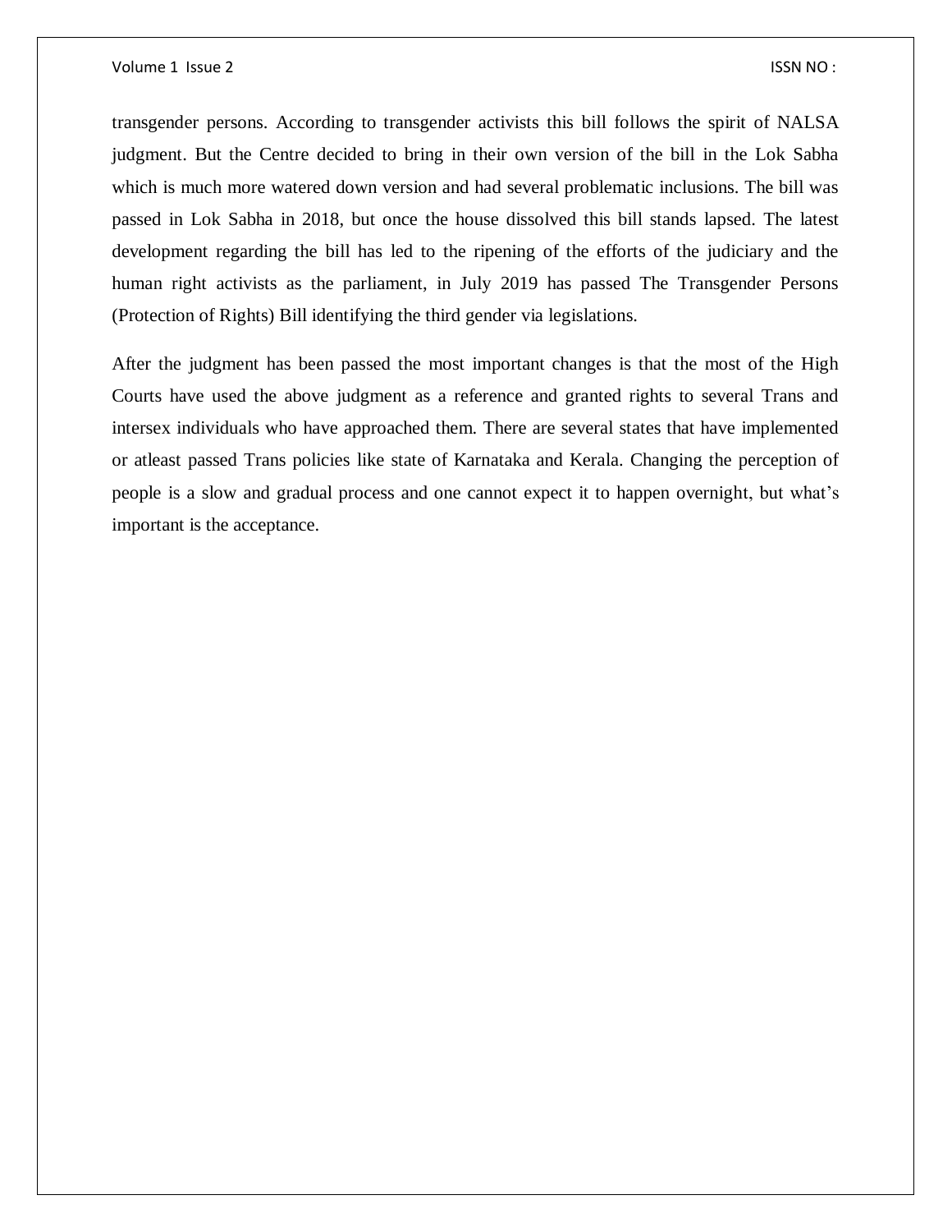transgender persons. According to transgender activists this bill follows the spirit of NALSA judgment. But the Centre decided to bring in their own version of the bill in the Lok Sabha which is much more watered down version and had several problematic inclusions. The bill was passed in Lok Sabha in 2018, but once the house dissolved this bill stands lapsed. The latest development regarding the bill has led to the ripening of the efforts of the judiciary and the human right activists as the parliament, in July 2019 has passed The Transgender Persons (Protection of Rights) Bill identifying the third gender via legislations.

After the judgment has been passed the most important changes is that the most of the High Courts have used the above judgment as a reference and granted rights to several Trans and intersex individuals who have approached them. There are several states that have implemented or atleast passed Trans policies like state of Karnataka and Kerala. Changing the perception of people is a slow and gradual process and one cannot expect it to happen overnight, but what's important is the acceptance.